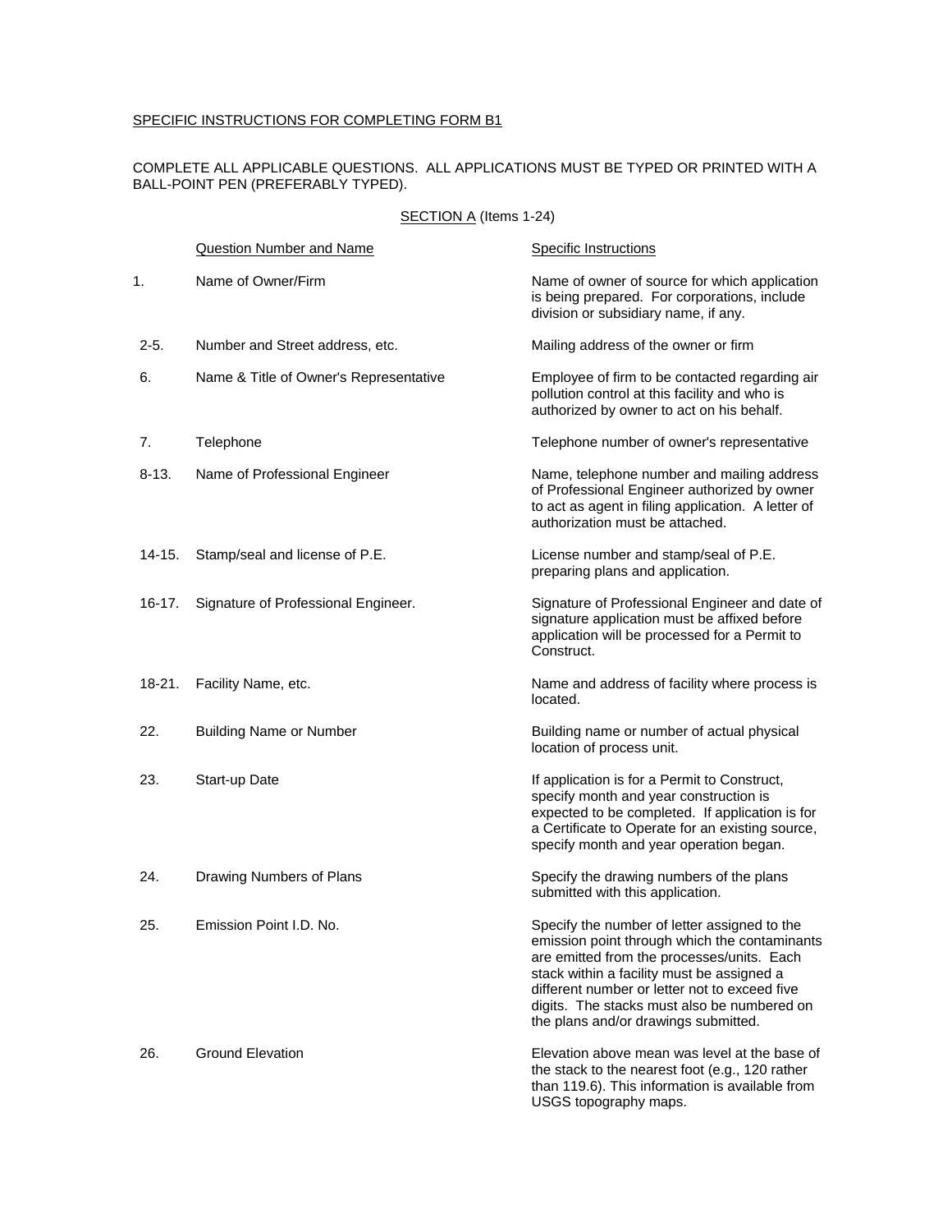SPECIFIC INSTRUCTIONS FOR COMPLETING FORM B1

COMPLETE ALL APPLICABLE QUESTIONS. ALL APPLICATIONS MUST BE TYPED OR PRINTED WITH A BALL-POINT PEN (PREFERABLY TYPED).

SECTION A (Items 1-24)

| | Question Number and Name | Specific Instructions |
|---|---|---|
| 1. | Name of Owner/Firm | Name of owner of source for which application is being prepared. For corporations, include division or subsidiary name, if any. |
| 2-5. | Number and Street address, etc. | Mailing address of the owner or firm |
| 6. | Name & Title of Owner's Representative | Employee of firm to be contacted regarding air pollution control at this facility and who is authorized by owner to act on his behalf. |
| 7. | Telephone | Telephone number of owner's representative |
| 8-13. | Name of Professional Engineer | Name, telephone number and mailing address of Professional Engineer authorized by owner to act as agent in filing application. A letter of authorization must be attached. |
| 14-15. | Stamp/seal and license of P.E. | License number and stamp/seal of P.E. preparing plans and application. |
| 16-17. | Signature of Professional Engineer. | Signature of Professional Engineer and date of signature application must be affixed before application will be processed for a Permit to Construct. |
| 18-21. | Facility Name, etc. | Name and address of facility where process is located. |
| 22. | Building Name or Number | Building name or number of actual physical location of process unit. |
| 23. | Start-up Date | If application is for a Permit to Construct, specify month and year construction is expected to be completed. If application is for a Certificate to Operate for an existing source, specify month and year operation began. |
| 24. | Drawing Numbers of Plans | Specify the drawing numbers of the plans submitted with this application. |
| 25. | Emission Point I.D. No. | Specify the number of letter assigned to the emission point through which the contaminants are emitted from the processes/units. Each stack within a facility must be assigned a different number or letter not to exceed five digits. The stacks must also be numbered on the plans and/or drawings submitted. |
| 26. | Ground Elevation | Elevation above mean was level at the base of the stack to the nearest foot (e.g., 120 rather than 119.6). This information is available from USGS topography maps. |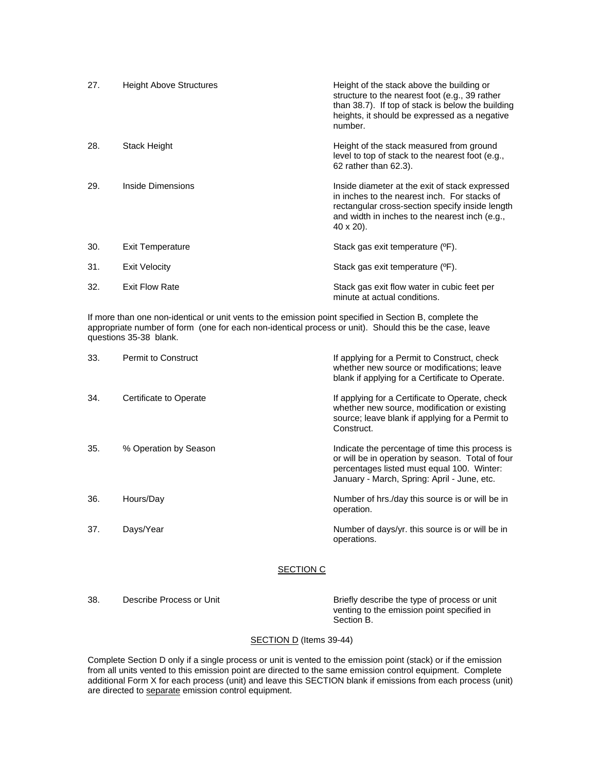| | | |
|---|---|---|
| 27. | Height Above Structures | Height of the stack above the building or structure to the nearest foot (e.g., 39 rather than 38.7). If top of stack is below the building heights, it should be expressed as a negative number. |
| 28. | Stack Height | Height of the stack measured from ground level to top of stack to the nearest foot (e.g., 62 rather than 62.3). |
| 29. | Inside Dimensions | Inside diameter at the exit of stack expressed in inches to the nearest inch. For stacks of rectangular cross-section specify inside length and width in inches to the nearest inch (e.g., 40 x 20). |
| 30. | Exit Temperature | Stack gas exit temperature (ºF). |
| 31. | Exit Velocity | Stack gas exit temperature (ºF). |
| 32. | Exit Flow Rate | Stack gas exit flow water in cubic feet per minute at actual conditions. |

If more than one non-identical or unit vents to the emission point specified in Section B, complete the appropriate number of form (one for each non-identical process or unit). Should this be the case, leave questions 35-38 blank.

| | | |
|---|---|---|
| 33. | Permit to Construct | If applying for a Permit to Construct, check whether new source or modifications; leave blank if applying for a Certificate to Operate. |
| 34. | Certificate to Operate | If applying for a Certificate to Operate, check whether new source, modification or existing source; leave blank if applying for a Permit to Construct. |
| 35. | % Operation by Season | Indicate the percentage of time this process is or will be in operation by season. Total of four percentages listed must equal 100. Winter: January - March, Spring: April - June, etc. |
| 36. | Hours/Day | Number of hrs./day this source is or will be in operation. |
| 37. | Days/Year | Number of days/yr. this source is or will be in operations. |

## SECTION C

| | | |
|---|---|---|
| 38. | Describe Process or Unit | Briefly describe the type of process or unit venting to the emission point specified in Section B. |

## SECTION D (Items 39-44)

Complete Section D only if a single process or unit is vented to the emission point (stack) or if the emission from all units vented to this emission point are directed to the same emission control equipment. Complete additional Form X for each process (unit) and leave this SECTION blank if emissions from each process (unit) are directed to separate emission control equipment.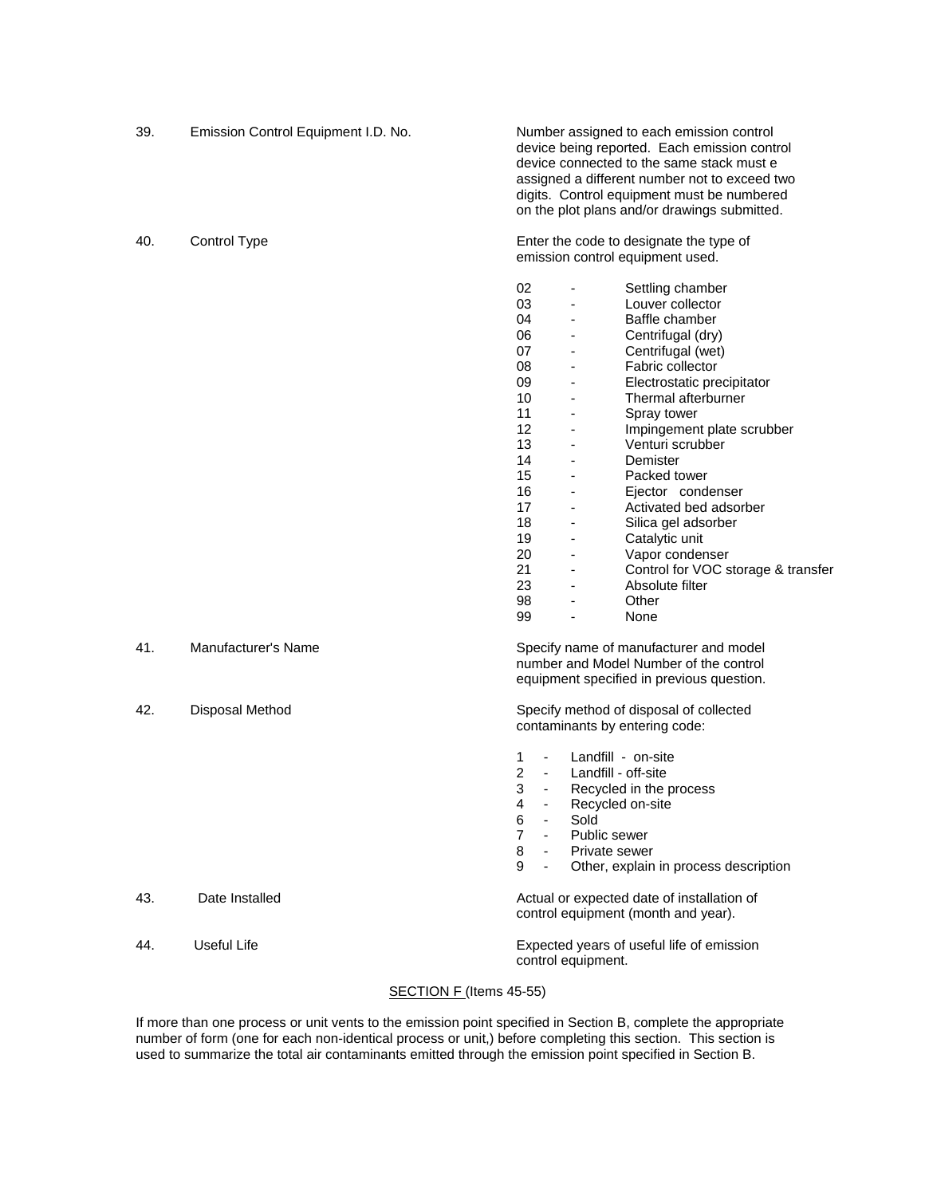39. Emission Control Equipment I.D. No.

Number assigned to each emission control device being reported. Each emission control device connected to the same stack must e assigned a different number not to exceed two digits. Control equipment must be numbered on the plot plans and/or drawings submitted.

40. Control Type

Enter the code to designate the type of emission control equipment used.

- 02 - Settling chamber
- 03 - Louver collector
- 04 - Baffle chamber
- 06 - Centrifugal (dry)
- 07 - Centrifugal (wet)
- 08 - Fabric collector
- 09 - Electrostatic precipitator
- 10 - Thermal afterburner
- 11 - Spray tower
- 12 - Impingement plate scrubber
- 13 - Venturi scrubber
- 14 - Demister
- 15 - Packed tower
- 16 - Ejector condenser
- 17 - Activated bed adsorber
- 18 - Silica gel adsorber
- 19 - Catalytic unit
- 20 - Vapor condenser
- 21 - Control for VOC storage & transfer
- 23 - Absolute filter
- 98 - Other
- 99 - None

41. Manufacturer's Name

Specify name of manufacturer and model number and Model Number of the control equipment specified in previous question.

42. Disposal Method

Specify method of disposal of collected contaminants by entering code:

- 1 - Landfill - on-site
- 2 - Landfill - off-site
- 3 - Recycled in the process
- 4 - Recycled on-site
- 6 - Sold
- 7 - Public sewer
- 8 - Private sewer
- 9 - Other, explain in process description

43. Date Installed

Actual or expected date of installation of control equipment (month and year).

44. Useful Life

Expected years of useful life of emission control equipment.

## SECTION F (Items 45-55)

If more than one process or unit vents to the emission point specified in Section B, complete the appropriate number of form (one for each non-identical process or unit,) before completing this section. This section is used to summarize the total air contaminants emitted through the emission point specified in Section B.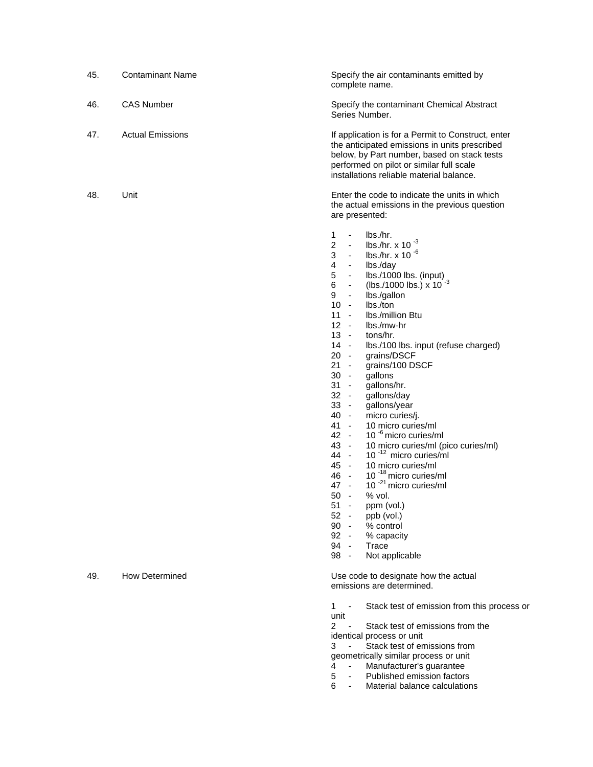| No. | Field | Instructions |
|---|---|---|
| 45. | Contaminant Name | Specify the air contaminants emitted by complete name. |
| 46. | CAS Number | Specify the contaminant Chemical Abstract Series Number. |
| 47. | Actual Emissions | If application is for a Permit to Construct, enter the anticipated emissions in units prescribed below, by Part number, based on stack tests performed on pilot or similar full scale installations reliable material balance. |
| 48. | Unit | Enter the code to indicate the units in which the actual emissions in the previous question are presented: |

1 - lbs./hr.
2 - lbs./hr. x 10 $^{-3}$
3 - lbs./hr. x 10 $^{-6}$
4 - lbs./day
5 - lbs./1000 lbs. (input)
6 - (lbs./1000 lbs.) x 10 $^{-3}$
9 - lbs./gallon
10 - lbs./ton
11 - lbs./million Btu
12 - lbs./mw-hr
13 - tons/hr.
14 - lbs./100 lbs. input (refuse charged)
20 - grains/DSCF
21 - grains/100 DSCF
30 - gallons
31 - gallons/hr.
32 - gallons/day
33 - gallons/year
40 - micro curies/j.
41 - 10 micro curies/ml
42 - 10 $^{-6}$ micro curies/ml
43 - 10 micro curies/ml (pico curies/ml)
44 - 10 $^{-12}$ micro curies/ml
45 - 10 micro curies/ml
46 - 10 $^{-18}$ micro curies/ml
47 - 10 $^{-21}$ micro curies/ml
50 - % vol.
51 - ppm (vol.)
52 - ppb (vol.)
90 - % control
92 - % capacity
94 - Trace
98 - Not applicable

| No. | Field | Instructions |
|---|---|---|
| 49. | How Determined | Use code to designate how the actual emissions are determined. |

1 - Stack test of emission from this process or unit
2 - Stack test of emissions from the identical process or unit
3 - Stack test of emissions from geometrically similar process or unit
4 - Manufacturer's guarantee
5 - Published emission factors
6 - Material balance calculations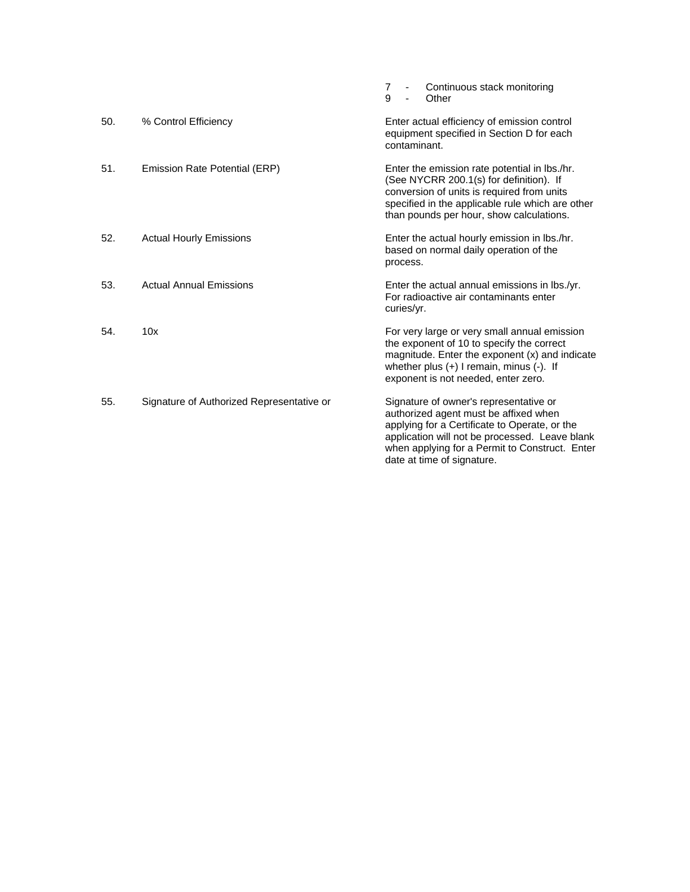| | | |
|---|---|---|
| | | 7 - Continuous stack monitoring<br>9 - Other |
| 50. | % Control Efficiency | Enter actual efficiency of emission control equipment specified in Section D for each contaminant. |
| 51. | Emission Rate Potential (ERP) | Enter the emission rate potential in lbs./hr. (See NYCRR 200.1(s) for definition). If conversion of units is required from units specified in the applicable rule which are other than pounds per hour, show calculations. |
| 52. | Actual Hourly Emissions | Enter the actual hourly emission in lbs./hr. based on normal daily operation of the process. |
| 53. | Actual Annual Emissions | Enter the actual annual emissions in lbs./yr. For radioactive air contaminants enter curies/yr. |
| 54. | 10x | For very large or very small annual emission the exponent of 10 to specify the correct magnitude. Enter the exponent (x) and indicate whether plus (+) I remain, minus (-). If exponent is not needed, enter zero. |
| 55. | Signature of Authorized Representative or | Signature of owner's representative or authorized agent must be affixed when applying for a Certificate to Operate, or the application will not be processed. Leave blank when applying for a Permit to Construct. Enter date at time of signature. |